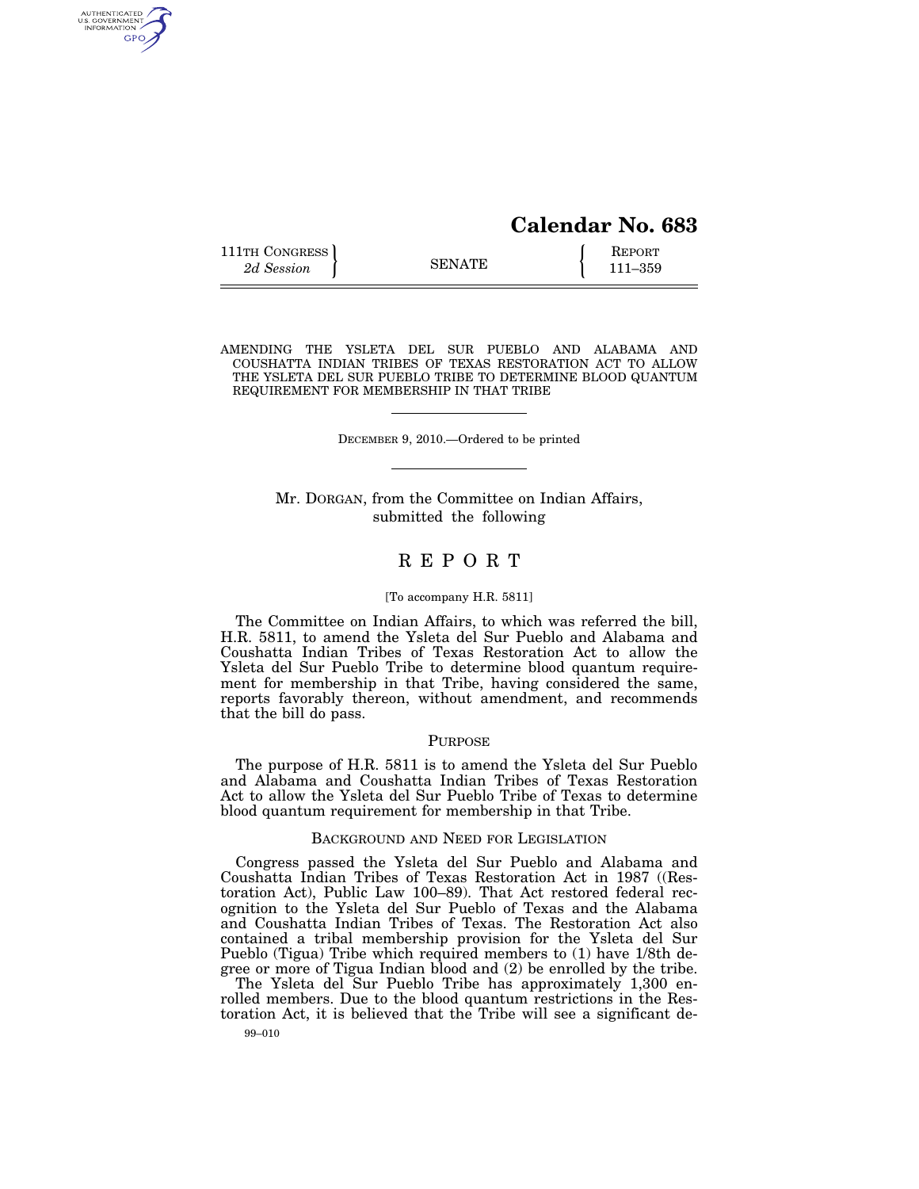# Calendar No. 683

111TH CONGRESS
*2d Session*

SENATE

REPORT
111–359

AMENDING THE YSLETA DEL SUR PUEBLO AND ALABAMA AND COUSHATTA INDIAN TRIBES OF TEXAS RESTORATION ACT TO ALLOW THE YSLETA DEL SUR PUEBLO TRIBE TO DETERMINE BLOOD QUANTUM REQUIREMENT FOR MEMBERSHIP IN THAT TRIBE

DECEMBER 9, 2010.—Ordered to be printed

Mr. DORGAN, from the Committee on Indian Affairs, submitted the following

## REPORT

[To accompany H.R. 5811]

The Committee on Indian Affairs, to which was referred the bill, H.R. 5811, to amend the Ysleta del Sur Pueblo and Alabama and Coushatta Indian Tribes of Texas Restoration Act to allow the Ysleta del Sur Pueblo Tribe to determine blood quantum requirement for membership in that Tribe, having considered the same, reports favorably thereon, without amendment, and recommends that the bill do pass.

### PURPOSE

The purpose of H.R. 5811 is to amend the Ysleta del Sur Pueblo and Alabama and Coushatta Indian Tribes of Texas Restoration Act to allow the Ysleta del Sur Pueblo Tribe of Texas to determine blood quantum requirement for membership in that Tribe.

### BACKGROUND AND NEED FOR LEGISLATION

Congress passed the Ysleta del Sur Pueblo and Alabama and Coushatta Indian Tribes of Texas Restoration Act in 1987 ((Restoration Act), Public Law 100–89). That Act restored federal recognition to the Ysleta del Sur Pueblo of Texas and the Alabama and Coushatta Indian Tribes of Texas. The Restoration Act also contained a tribal membership provision for the Ysleta del Sur Pueblo (Tigua) Tribe which required members to (1) have 1/8th degree or more of Tigua Indian blood and (2) be enrolled by the tribe.

The Ysleta del Sur Pueblo Tribe has approximately 1,300 enrolled members. Due to the blood quantum restrictions in the Restoration Act, it is believed that the Tribe will see a significant de-

99–010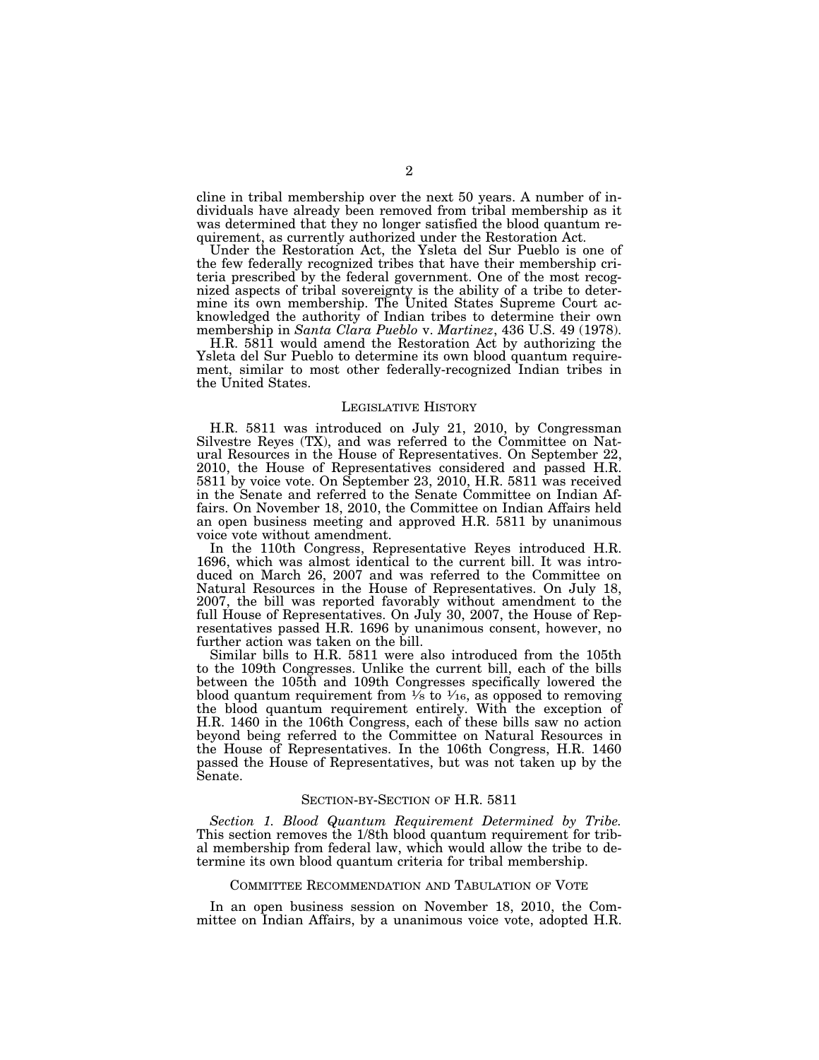cline in tribal membership over the next 50 years. A number of individuals have already been removed from tribal membership as it was determined that they no longer satisfied the blood quantum requirement, as currently authorized under the Restoration Act.

Under the Restoration Act, the Ysleta del Sur Pueblo is one of the few federally recognized tribes that have their membership criteria prescribed by the federal government. One of the most recognized aspects of tribal sovereignty is the ability of a tribe to determine its own membership. The United States Supreme Court acknowledged the authority of Indian tribes to determine their own membership in *Santa Clara Pueblo* v. *Martinez*, 436 U.S. 49 (1978).

H.R. 5811 would amend the Restoration Act by authorizing the Ysleta del Sur Pueblo to determine its own blood quantum requirement, similar to most other federally-recognized Indian tribes in the United States.

## LEGISLATIVE HISTORY

H.R. 5811 was introduced on July 21, 2010, by Congressman Silvestre Reyes (TX), and was referred to the Committee on Natural Resources in the House of Representatives. On September 22, 2010, the House of Representatives considered and passed H.R. 5811 by voice vote. On September 23, 2010, H.R. 5811 was received in the Senate and referred to the Senate Committee on Indian Affairs. On November 18, 2010, the Committee on Indian Affairs held an open business meeting and approved H.R. 5811 by unanimous voice vote without amendment.

In the 110th Congress, Representative Reyes introduced H.R. 1696, which was almost identical to the current bill. It was introduced on March 26, 2007 and was referred to the Committee on Natural Resources in the House of Representatives. On July 18, 2007, the bill was reported favorably without amendment to the full House of Representatives. On July 30, 2007, the House of Representatives passed H.R. 1696 by unanimous consent, however, no further action was taken on the bill.

Similar bills to H.R. 5811 were also introduced from the 105th to the 109th Congresses. Unlike the current bill, each of the bills between the 105th and 109th Congresses specifically lowered the blood quantum requirement from ⅛ to 1⁄16, as opposed to removing the blood quantum requirement entirely. With the exception of H.R. 1460 in the 106th Congress, each of these bills saw no action beyond being referred to the Committee on Natural Resources in the House of Representatives. In the 106th Congress, H.R. 1460 passed the House of Representatives, but was not taken up by the Senate.

## SECTION-BY-SECTION OF H.R. 5811

*Section 1. Blood Quantum Requirement Determined by Tribe.* This section removes the 1/8th blood quantum requirement for tribal membership from federal law, which would allow the tribe to determine its own blood quantum criteria for tribal membership.

## COMMITTEE RECOMMENDATION AND TABULATION OF VOTE

In an open business session on November 18, 2010, the Committee on Indian Affairs, by a unanimous voice vote, adopted H.R.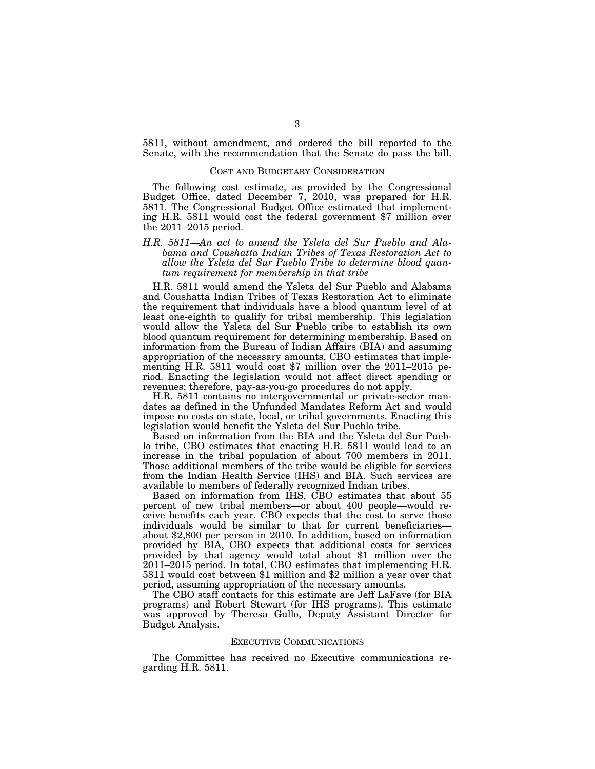5811, without amendment, and ordered the bill reported to the Senate, with the recommendation that the Senate do pass the bill.

## COST AND BUDGETARY CONSIDERATION

The following cost estimate, as provided by the Congressional Budget Office, dated December 7, 2010, was prepared for H.R. 5811. The Congressional Budget Office estimated that implementing H.R. 5811 would cost the federal government $7 million over the 2011–2015 period.

*H.R. 5811—An act to amend the Ysleta del Sur Pueblo and Alabama and Coushatta Indian Tribes of Texas Restoration Act to allow the Ysleta del Sur Pueblo Tribe to determine blood quantum requirement for membership in that tribe*

H.R. 5811 would amend the Ysleta del Sur Pueblo and Alabama and Coushatta Indian Tribes of Texas Restoration Act to eliminate the requirement that individuals have a blood quantum level of at least one-eighth to qualify for tribal membership. This legislation would allow the Ysleta del Sur Pueblo tribe to establish its own blood quantum requirement for determining membership. Based on information from the Bureau of Indian Affairs (BIA) and assuming appropriation of the necessary amounts, CBO estimates that implementing H.R. 5811 would cost $7 million over the 2011–2015 period. Enacting the legislation would not affect direct spending or revenues; therefore, pay-as-you-go procedures do not apply.

H.R. 5811 contains no intergovernmental or private-sector mandates as defined in the Unfunded Mandates Reform Act and would impose no costs on state, local, or tribal governments. Enacting this legislation would benefit the Ysleta del Sur Pueblo tribe.

Based on information from the BIA and the Ysleta del Sur Pueblo tribe, CBO estimates that enacting H.R. 5811 would lead to an increase in the tribal population of about 700 members in 2011. Those additional members of the tribe would be eligible for services from the Indian Health Service (IHS) and BIA. Such services are available to members of federally recognized Indian tribes.

Based on information from IHS, CBO estimates that about 55 percent of new tribal members—or about 400 people—would receive benefits each year. CBO expects that the cost to serve those individuals would be similar to that for current beneficiaries—about $2,800 per person in 2010. In addition, based on information provided by BIA, CBO expects that additional costs for services provided by that agency would total about $1 million over the 2011–2015 period. In total, CBO estimates that implementing H.R. 5811 would cost between $1 million and $2 million a year over that period, assuming appropriation of the necessary amounts.

The CBO staff contacts for this estimate are Jeff LaFave (for BIA programs) and Robert Stewart (for IHS programs). This estimate was approved by Theresa Gullo, Deputy Assistant Director for Budget Analysis.

## EXECUTIVE COMMUNICATIONS

The Committee has received no Executive communications regarding H.R. 5811.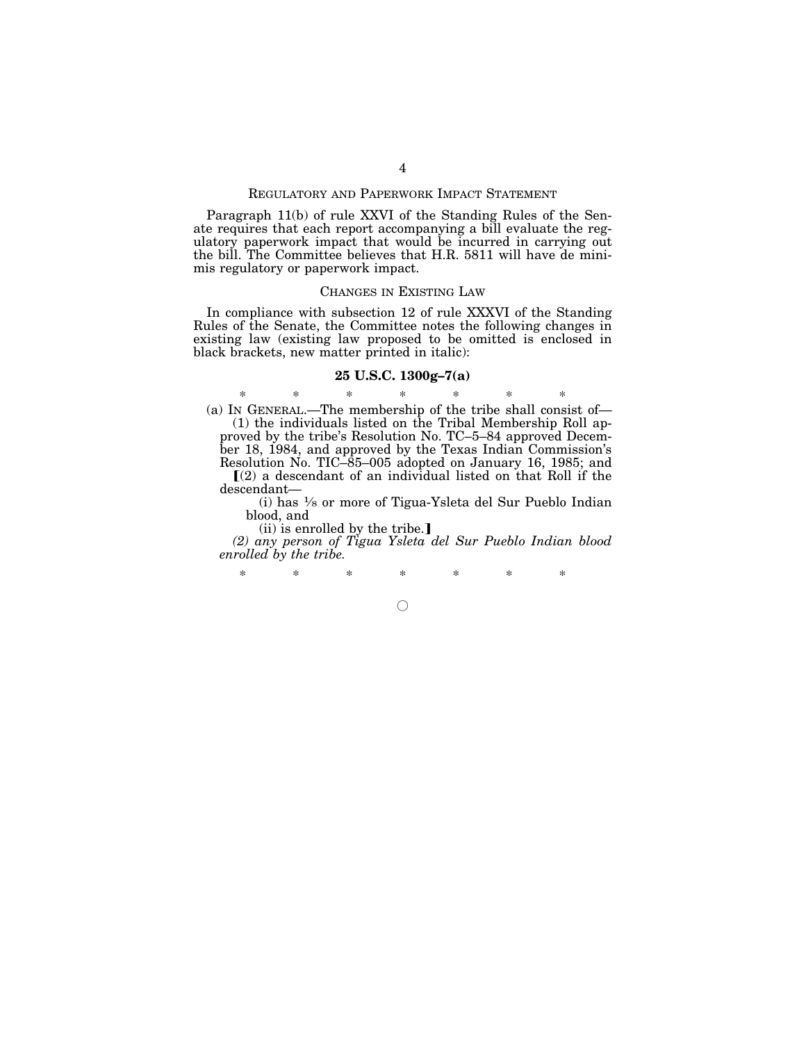## REGULATORY AND PAPERWORK IMPACT STATEMENT

Paragraph 11(b) of rule XXVI of the Standing Rules of the Senate requires that each report accompanying a bill evaluate the regulatory paperwork impact that would be incurred in carrying out the bill. The Committee believes that H.R. 5811 will have de minimis regulatory or paperwork impact.

## CHANGES IN EXISTING LAW

In compliance with subsection 12 of rule XXXVI of the Standing Rules of the Senate, the Committee notes the following changes in existing law (existing law proposed to be omitted is enclosed in black brackets, new matter printed in italic):

### 25 U.S.C. 1300g–7(a)

\* \* \* \* \* \* \*

(a) IN GENERAL.—The membership of the tribe shall consist of—

(1) the individuals listed on the Tribal Membership Roll approved by the tribe's Resolution No. TC–5–84 approved December 18, 1984, and approved by the Texas Indian Commission's Resolution No. TIC–85–005 adopted on January 16, 1985; and

⟦(2) a descendant of an individual listed on that Roll if the descendant—

(i) has 1/8 or more of Tigua-Ysleta del Sur Pueblo Indian blood, and

(ii) is enrolled by the tribe.⟧

*(2) any person of Tigua Ysleta del Sur Pueblo Indian blood enrolled by the tribe.*

\* \* \* \* \* \* \*